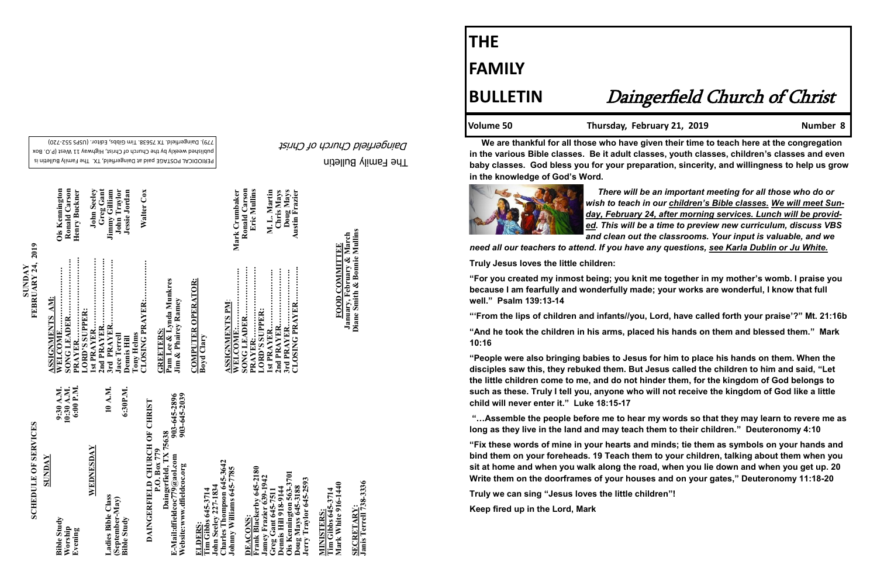# THE FAMILY BULLETIN

# *Daingerfield Church of Christ*

**Volume 50** | **Thursday, February 21, 2019** | **Number 8**

**We are thankful for all those who have given their time to teach here at the congregation in the various Bible classes. Be it adult classes, youth classes, children's classes and even baby classes. God bless you for your preparation, sincerity, and willingness to help us grow in the knowledge of God's Word.**

***There will be an important meeting for all those who do or wish to teach in our children's Bible classes. We will meet Sunday, February 24, after morning services. Lunch will be provided. This will be a time to preview new curriculum, discuss VBS and clean out the classrooms. Your input is valuable, and we need all our teachers to attend. If you have any questions, see Karla Dublin or Ju White.***

**Truly Jesus loves the little children:**

**"For you created my inmost being; you knit me together in my mother's womb. I praise you because I am fearfully and wonderfully made; your works are wonderful, I know that full well." Psalm 139:13-14**

**"'From the lips of children and infants//you, Lord, have called forth your praise'?" Mt. 21:16b**

**"And he took the children in his arms, placed his hands on them and blessed them." Mark 10:16**

**"People were also bringing babies to Jesus for him to place his hands on them. When the disciples saw this, they rebuked them. But Jesus called the children to him and said, "Let the little children come to me, and do not hinder them, for the kingdom of God belongs to such as these. Truly I tell you, anyone who will not receive the kingdom of God like a little child will never enter it." Luke 18:15-17**

**"…Assemble the people before me to hear my words so that they may learn to revere me as long as they live in the land and may teach them to their children." Deuteronomy 4:10**

**"Fix these words of mine in your hearts and minds; tie them as symbols on your hands and bind them on your foreheads. 19 Teach them to your children, talking about them when you sit at home and when you walk along the road, when you lie down and when you get up. 20 Write them on the doorframes of your houses and on your gates," Deuteronomy 11:18-20**

**Truly we can sing "Jesus loves the little children"!**

**Keep fired up in the Lord, Mark**

---

## SCHEDULE OF SERVICES

**SUNDAY**

| | |
|---|---|
| Bible Study | 9:30 A.M. |
| Worship | 10:30 A.M. |
| Evening | 6:00 P.M. |

**WEDNESDAY**

| | |
|---|---|
| Ladies Bible Class (September-May) | 10 A.M. |
| Bible Study | 6:30P.M. |

**DAINGERFIELD CHURCH OF CHRIST**
**P.O. Box 779**
**Daingerfield, TX 75638**
**E-Mail:dfieldcoc779@aol.com 903-645-2896**
**Website:www.dfieldcoc.org 903-645-2039**

**ELDERS:**
Tim Gibbs 645-3714
John Seeley 227-1834
Charles Thompson 645-3642
Johnny Williams 645-7785

**DEACONS:**
Frank Blackerby 645-2180
Jamey Frazier 639-1942
Greg Gant 645-7511
Dennis Hill 918-9144
Ois Kennington 563-3701
Doug Mays 645-3188
Jerry Traylor 645-2593

**MINISTERS:**
Tim Gibbs 645-3714
Mark White 916-1440

**SECRETARY:**
Janis Terrell 738-3336

## SUNDAY FEBRUARY 24, 2019

**ASSIGNMENTS AM:**

| | |
|---|---|
| WELCOME | Ois Kennington |
| SONG LEADER | Ronald Carson |
| PRAYER | Henry Buckner |
| LORD'S SUPPER: | |
| 1st PRAYER | John Seeley |
| 2nd PRAYER | Greg Gant |
| 3rd PRAYER | Jimmy Gilliam |
| Jace Terrell | John Traylor |
| Dennis Hill | Jessie Jordan |
| Tony Helms | |
| CLOSING PRAYER | Walter Cox |

**GREETERS:**
Pam Lee & Lynda Munkres
Jim & Phairey Ramey

**COMPUTER OPERATOR:**
Boyd Clary

**ASSIGNMENTS PM:**

| | |
|---|---|
| WELCOME | Mark Crumbaker |
| SONG LEADER | Ronald Carson |
| PRAYER | Eric Mullins |
| LORD'S SUPPER: | |
| 1st PRAYER | M. L. Martin |
| 2nd PRAYER | Chris Mays |
| 3rd PRAYER | Doug Mays |
| CLOSING PRAYER | Austin Frazier |

**FOOD COMMITTEE**
**January, February & March**
**Diane Smith & Bonnie Mullins**

The Family Bulletin
*Daingerfield Church of Christ*

PERIODICAL POSTAGE paid at Daingerfield, TX. The Family Bulletin is published weekly by the Church of Christ, Highway 11 West (P.O. Box 779), Daingerfield, TX 75638. Tim Gibbs, Editor. (USPS 552-720)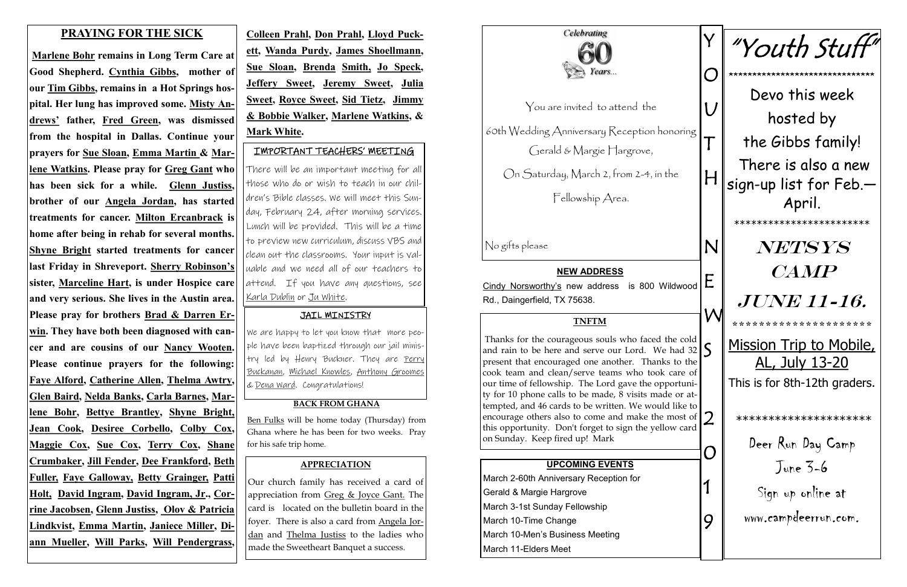## PRAYING FOR THE SICK

**Marlene Bohr remains in Long Term Care at Good Shepherd. Cynthia Gibbs, mother of our Tim Gibbs, remains in a Hot Springs hospital. Her lung has improved some. Misty Andrews' father, Fred Green, was dismissed from the hospital in Dallas. Continue your prayers for Sue Sloan, Emma Martin & Marlene Watkins. Please pray for Greg Gant who has been sick for a while. Glenn Justiss, brother of our Angela Jordan, has started treatments for cancer. Milton Ercanbrack is home after being in rehab for several months. Shyne Bright started treatments for cancer last Friday in Shreveport. Sherry Robinson's sister, Marceline Hart, is under Hospice care and very serious. She lives in the Austin area. Please pray for brothers Brad & Darren Erwin. They have both been diagnosed with cancer and are cousins of our Nancy Wooten. Please continue prayers for the following: Faye Alford, Catherine Allen, Thelma Awtry, Glen Baird, Nelda Banks, Carla Barnes, Marlene Bohr, Bettye Brantley, Shyne Bright, Jean Cook, Desiree Corbello, Colby Cox, Maggie Cox, Sue Cox, Terry Cox, Shane Crumbaker, Jill Fender, Dee Frankford, Beth Fuller, Faye Galloway, Betty Grainger, Patti Holt, David Ingram, David Ingram, Jr., Corrine Jacobsen, Glenn Justiss, Olov & Patricia Lindkvist, Emma Martin, Janiece Miller, Diann Mueller, Will Parks, Will Pendergrass, Colleen Prahl, Don Prahl, Lloyd Puckett, Wanda Purdy, James Shoellmann, Sue Sloan, Brenda Smith, Jo Speck, Jeffery Sweet, Jeremy Sweet, Julia Sweet, Royce Sweet, Sid Tietz, Jimmy & Bobbie Walker, Marlene Watkins, & Mark White.**

## IMPORTANT TEACHERS' MEETING

There will be an important meeting for all those who do or wish to teach in our children's Bible classes. We will meet this Sunday, February 24, after morning services. Lunch will be provided. This will be a time to preview new curriculum, discuss VBS and clean out the classrooms. Your input is valuable and we need all of our teachers to attend. If you have any questions, see Karla Dublin or Ju White.

## JAIL MINISTRY

We are happy to let you know that more people have been baptized through our jail ministry led by Henry Buckner. They are Perry Buckanan, Michael Knowles, Anthony Groomes & Dena Ward. Congratulations!

## BACK FROM GHANA

Ben Fulks will be home today (Thursday) from Ghana where he has been for two weeks. Pray for his safe trip home.

## APPRECIATION

Our church family has received a card of appreciation from Greg & Joyce Gant. The card is located on the bulletin board in the foyer. There is also a card from Angela Jordan and Thelma Justiss to the ladies who made the Sweetheart Banquet a success.

*Celebrating 60 Years...*

You are invited to attend the 60th Wedding Anniversary Reception honoring Gerald & Margie Hargrove, On Saturday, March 2, from 2-4, in the Fellowship Area.

No gifts please

## NEW ADDRESS

Cindy Norsworthy's new address is 800 Wildwood Rd., Daingerfield, TX 75638.

## TNFTM

Thanks for the courageous souls who faced the cold and rain to be here and serve our Lord. We had 32 present that encouraged one another. Thanks to the cook team and clean/serve teams who took care of our time of fellowship. The Lord gave the opportunity for 10 phone calls to be made, 8 visits made or attempted, and 46 cards to be written. We would like to encourage others also to come and make the most of this opportunity. Don't forget to sign the yellow card on Sunday. Keep fired up! Mark

## UPCOMING EVENTS

March 2-60th Anniversary Reception for Gerald & Margie Hargrove
March 3-1st Sunday Fellowship
March 10-Time Change
March 10-Men's Business Meeting
March 11-Elders Meet

# YOUTH NEWS 2019

# "Youth Stuff"

*******************************

Devo this week hosted by the Gibbs family! There is also a new sign-up list for Feb.—April.

***********************

## NETSYS CAMP

## JUNE 11-16.

*********************

Mission Trip to Mobile, AL, July 13-20

This is for 8th-12th graders.

*********************

Deer Run Day Camp
June 3-6
Sign up online at
www.campdeerrun.com.